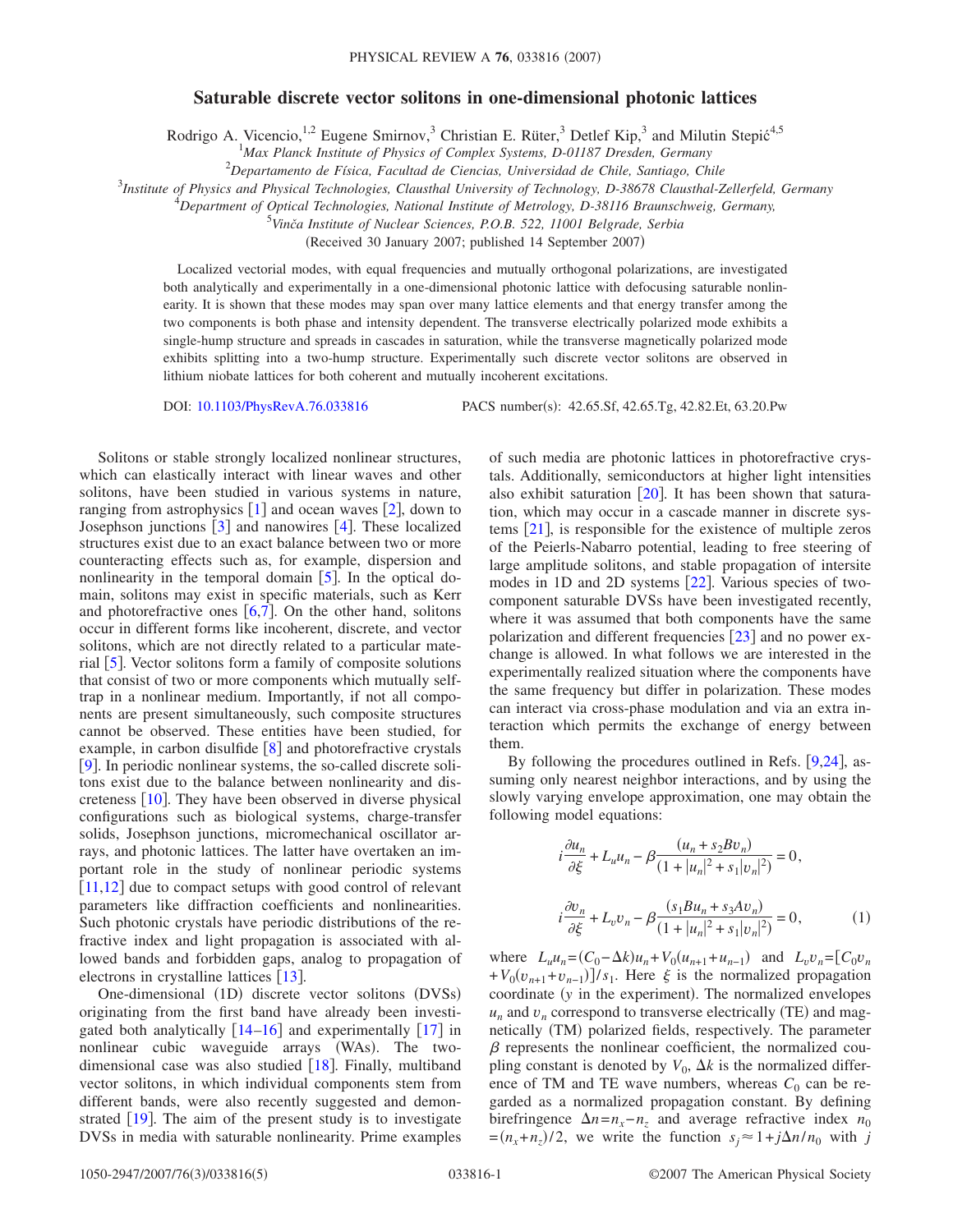# Saturable discrete vector solitons in one-dimensional photonic lattices

Rodrigo A. Vicencio,[1,2] Eugene Smirnov,[3] Christian E. Rüter,[3] Detlef Kip,[3] and Milutin Stepić[4,5]

[1]Max Planck Institute of Physics of Complex Systems, D-01187 Dresden, Germany

[2]Departamento de Física, Facultad de Ciencias, Universidad de Chile, Santiago, Chile

[3]Institute of Physics and Physical Technologies, Clausthal University of Technology, D-38678 Clausthal-Zellerfeld, Germany

[4]Department of Optical Technologies, National Institute of Metrology, D-38116 Braunschweig, Germany,

[5]Vinča Institute of Nuclear Sciences, P.O.B. 522, 11001 Belgrade, Serbia

(Received 30 January 2007; published 14 September 2007)

Localized vectorial modes, with equal frequencies and mutually orthogonal polarizations, are investigated both analytically and experimentally in a one-dimensional photonic lattice with defocusing saturable nonlinearity. It is shown that these modes may span over many lattice elements and that energy transfer among the two components is both phase and intensity dependent. The transverse electrically polarized mode exhibits a single-hump structure and spreads in cascades in saturation, while the transverse magnetically polarized mode exhibits splitting into a two-hump structure. Experimentally such discrete vector solitons are observed in lithium niobate lattices for both coherent and mutually incoherent excitations.

DOI: 10.1103/PhysRevA.76.033816 PACS number(s): 42.65.Sf, 42.65.Tg, 42.82.Et, 63.20.Pw

Solitons or stable strongly localized nonlinear structures, which can elastically interact with linear waves and other solitons, have been studied in various systems in nature, ranging from astrophysics [1] and ocean waves [2], down to Josephson junctions [3] and nanowires [4]. These localized structures exist due to an exact balance between two or more counteracting effects such as, for example, dispersion and nonlinearity in the temporal domain [5]. In the optical domain, solitons may exist in specific materials, such as Kerr and photorefractive ones [6,7]. On the other hand, solitons occur in different forms like incoherent, discrete, and vector solitons, which are not directly related to a particular material [5]. Vector solitons form a family of composite solutions that consist of two or more components which mutually self-trap in a nonlinear medium. Importantly, if not all components are present simultaneously, such composite structures cannot be observed. These entities have been studied, for example, in carbon disulfide [8] and photorefractive crystals [9]. In periodic nonlinear systems, the so-called discrete solitons exist due to the balance between nonlinearity and discreteness [10]. They have been observed in diverse physical configurations such as biological systems, charge-transfer solids, Josephson junctions, micromechanical oscillator arrays, and photonic lattices. The latter have overtaken an important role in the study of nonlinear periodic systems [11,12] due to compact setups with good control of relevant parameters like diffraction coefficients and nonlinearities. Such photonic crystals have periodic distributions of the refractive index and light propagation is associated with allowed bands and forbidden gaps, analog to propagation of electrons in crystalline lattices [13].

One-dimensional (1D) discrete vector solitons (DVSs) originating from the first band have already been investigated both analytically [14–16] and experimentally [17] in nonlinear cubic waveguide arrays (WAs). The two-dimensional case was also studied [18]. Finally, multiband vector solitons, in which individual components stem from different bands, were also recently suggested and demonstrated [19]. The aim of the present study is to investigate DVSs in media with saturable nonlinearity. Prime examples of such media are photonic lattices in photorefractive crystals. Additionally, semiconductors at higher light intensities also exhibit saturation [20]. It has been shown that saturation, which may occur in a cascade manner in discrete systems [21], is responsible for the existence of multiple zeros of the Peierls-Nabarro potential, leading to free steering of large amplitude solitons, and stable propagation of intersite modes in 1D and 2D systems [22]. Various species of two-component saturable DVSs have been investigated recently, where it was assumed that both components have the same polarization and different frequencies [23] and no power exchange is allowed. In what follows we are interested in the experimentally realized situation where the components have the same frequency but differ in polarization. These modes can interact via cross-phase modulation and via an extra interaction which permits the exchange of energy between them.

By following the procedures outlined in Refs. [9,24], assuming only nearest neighbor interactions, and by using the slowly varying envelope approximation, one may obtain the following model equations:

$$i\frac{\partial u_n}{\partial \xi} + L_u u_n - \beta \frac{(u_n + s_2 B v_n)}{(1 + |u_n|^2 + s_1|v_n|^2)} = 0,$$

$$i\frac{\partial v_n}{\partial \xi} + L_v v_n - \beta \frac{(s_1 B u_n + s_3 A v_n)}{(1 + |u_n|^2 + s_1|v_n|^2)} = 0, \quad (1)$$

where $L_u u_n = (C_0 - \Delta k)u_n + V_0(u_{n+1} + u_{n-1})$ and $L_v v_n = [C_0 v_n + V_0(v_{n+1} + v_{n-1})]/s_1$. Here $\xi$ is the normalized propagation coordinate ($y$ in the experiment). The normalized envelopes $u_n$ and $v_n$ correspond to transverse electrically (TE) and magnetically (TM) polarized fields, respectively. The parameter $\beta$ represents the nonlinear coefficient, the normalized coupling constant is denoted by $V_0$, $\Delta k$ is the normalized difference of TM and TE wave numbers, whereas $C_0$ can be regarded as a normalized propagation constant. By defining birefringence $\Delta n = n_x - n_z$ and average refractive index $n_0 = (n_x + n_z)/2$, we write the function $s_j \approx 1 + j\Delta n / n_0$ with $j$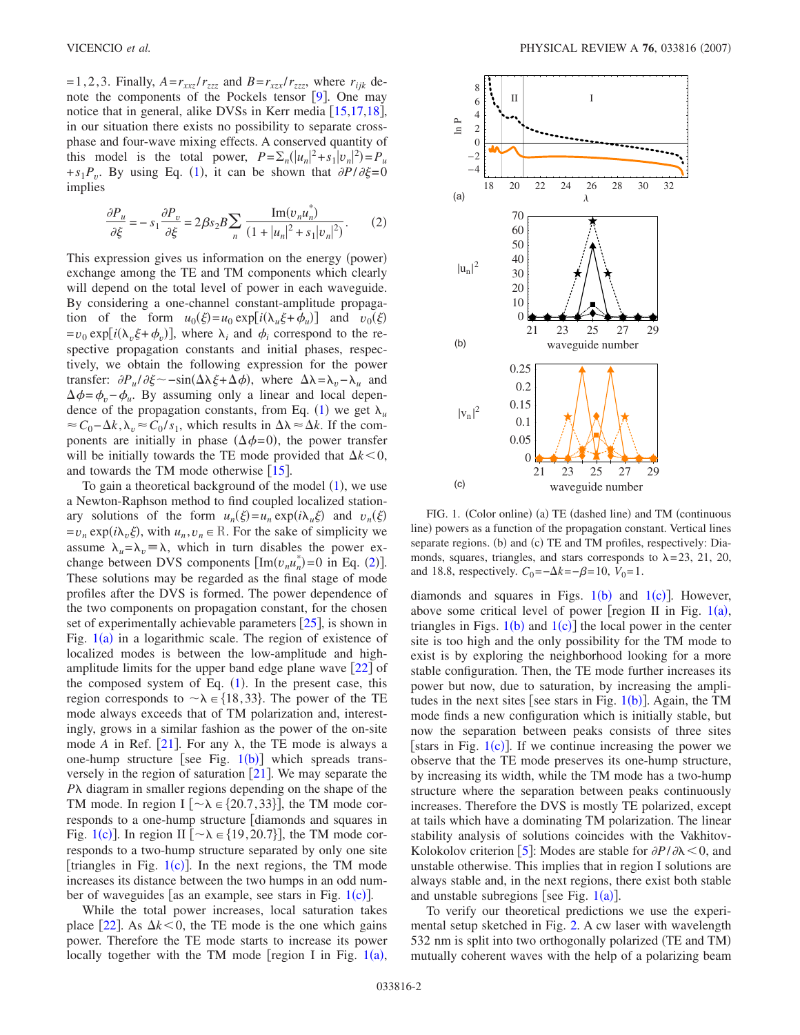$=1,2,3$. Finally, $A=r_{xxz}/r_{zzz}$ and $B=r_{xzx}/r_{zzz}$, where $r_{ijk}$ denote the components of the Pockels tensor [9]. One may notice that in general, alike DVSs in Kerr media [15,17,18], in our situation there exists no possibility to separate cross-phase and four-wave mixing effects. A conserved quantity of this model is the total power, $P=\Sigma_n(|u_n|^2+s_1|v_n|^2)=P_u+s_1P_v$. By using Eq. (1), it can be shown that $\partial P/\partial\xi=0$ implies

$$\frac{\partial P_u}{\partial \xi}=-s_1\frac{\partial P_v}{\partial \xi}=2\beta s_2 B\sum_n \frac{\mathrm{Im}(v_n u_n^*)}{(1+|u_n|^2+s_1|v_n|^2)}. \quad (2)$$

This expression gives us information on the energy (power) exchange among the TE and TM components which clearly will depend on the total level of power in each waveguide. By considering a one-channel constant-amplitude propagation of the form $u_0(\xi)=u_0\exp[i(\lambda_u\xi+\phi_u)]$ and $v_0(\xi)=v_0\exp[i(\lambda_v\xi+\phi_v)]$, where $\lambda_i$ and $\phi_i$ correspond to the respective propagation constants and initial phases, respectively, we obtain the following expression for the power transfer: $\partial P_u/\partial\xi\sim-\sin(\Delta\lambda\xi+\Delta\phi)$, where $\Delta\lambda=\lambda_v-\lambda_u$ and $\Delta\phi=\phi_v-\phi_u$. By assuming only a linear and local dependence of the propagation constants, from Eq. (1) we get $\lambda_u\approx C_0-\Delta k,\lambda_v\approx C_0/s_1$, which results in $\Delta\lambda\approx\Delta k$. If the components are initially in phase ($\Delta\phi=0$), the power transfer will be initially towards the TE mode provided that $\Delta k<0$, and towards the TM mode otherwise [15].

To gain a theoretical background of the model (1), we use a Newton-Raphson method to find coupled localized stationary solutions of the form $u_n(\xi)=u_n\exp(i\lambda_u\xi)$ and $v_n(\xi)=v_n\exp(i\lambda_v\xi)$, with $u_n,v_n\in\mathbb{R}$. For the sake of simplicity we assume $\lambda_u=\lambda_v\equiv\lambda$, which in turn disables the power exchange between DVS components [$\mathrm{Im}(v_nu_n^*)=0$ in Eq. (2)]. These solutions may be regarded as the final stage of mode profiles after the DVS is formed. The power dependence of the two components on propagation constant, for the chosen set of experimentally achievable parameters [25], is shown in Fig. 1(a) in a logarithmic scale. The region of existence of localized modes is between the low-amplitude and high-amplitude limits for the upper band edge plane wave [22] of the composed system of Eq. (1). In the present case, this region corresponds to $\sim\lambda\in\{18,33\}$. The power of the TE mode always exceeds that of TM polarization and, interestingly, grows in a similar fashion as the power of the on-site mode *A* in Ref. [21]. For any $\lambda$, the TE mode is always a one-hump structure [see Fig. 1(b)] which spreads transversely in the region of saturation [21]. We may separate the $P\lambda$ diagram in smaller regions depending on the shape of the TM mode. In region I [$\sim\lambda\in\{20.7,33\}$], the TM mode corresponds to a one-hump structure [diamonds and squares in Fig. 1(c)]. In region II [$\sim\lambda\in\{19,20.7\}$], the TM mode corresponds to a two-hump structure separated by only one site [triangles in Fig. 1(c)]. In the next regions, the TM mode increases its distance between the two humps in an odd number of waveguides [as an example, see stars in Fig. 1(c)].

While the total power increases, local saturation takes place [22]. As $\Delta k<0$, the TE mode is the one which gains power. Therefore the TE mode starts to increase its power locally together with the TM mode [region I in Fig. 1(a), diamonds and squares in Figs. 1(b) and 1(c)]. However, above some critical level of power [region II in Fig. 1(a), triangles in Figs. 1(b) and 1(c)] the local power in the center site is too high and the only possibility for the TM mode to exist is by exploring the neighborhood looking for a more stable configuration. Then, the TE mode further increases its power but now, due to saturation, by increasing the amplitudes in the next sites [see stars in Fig. 1(b)]. Again, the TM mode finds a new configuration which is initially stable, but now the separation between peaks consists of three sites [stars in Fig. 1(c)]. If we continue increasing the power we observe that the TE mode preserves its one-hump structure, by increasing its width, while the TM mode has a two-hump structure where the separation between peaks continuously increases. Therefore the DVS is mostly TE polarized, except at tails which have a dominating TM polarization. The linear stability analysis of solutions coincides with the Vakhitov-Kolokolov criterion [5]: Modes are stable for $\partial P/\partial\lambda<0$, and unstable otherwise. This implies that in region I solutions are always stable and, in the next regions, there exist both stable and unstable subregions [see Fig. 1(a)].

FIG. 1. (Color online) (a) TE (dashed line) and TM (continuous line) powers as a function of the propagation constant. Vertical lines separate regions. (b) and (c) TE and TM profiles, respectively: Diamonds, squares, triangles, and stars corresponds to $\lambda=23$, 21, 20, and 18.8, respectively. $C_0=-\Delta k=-\beta=10$, $V_0=1$.

To verify our theoretical predictions we use the experimental setup sketched in Fig. 2. A cw laser with wavelength 532 nm is split into two orthogonally polarized (TE and TM) mutually coherent waves with the help of a polarizing beam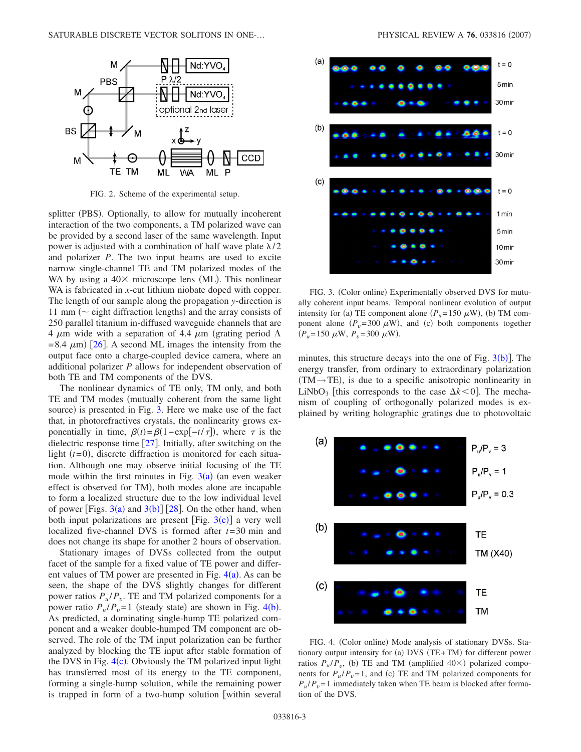FIG. 2. Scheme of the experimental setup.

splitter (PBS). Optionally, to allow for mutually incoherent interaction of the two components, a TM polarized wave can be provided by a second laser of the same wavelength. Input power is adjusted with a combination of half wave plate $\lambda/2$ and polarizer $P$. The two input beams are used to excite narrow single-channel TE and TM polarized modes of the WA by using a 40× microscope lens (ML). This nonlinear WA is fabricated in $x$-cut lithium niobate doped with copper. The length of our sample along the propagation $y$-direction is 11 mm ($\sim$ eight diffraction lengths) and the array consists of 250 parallel titanium in-diffused waveguide channels that are 4 $\mu$m wide with a separation of 4.4 $\mu$m (grating period $\Lambda = 8.4$ $\mu$m) [26]. A second ML images the intensity from the output face onto a charge-coupled device camera, where an additional polarizer $P$ allows for independent observation of both TE and TM components of the DVS.

The nonlinear dynamics of TE only, TM only, and both TE and TM modes (mutually coherent from the same light source) is presented in Fig. 3. Here we make use of the fact that, in photorefractives crystals, the nonlinearity grows exponentially in time, $\beta(t) = \beta(1-\exp[-t/\tau])$, where $\tau$ is the dielectric response time [27]. Initially, after switching on the light ($t=0$), discrete diffraction is monitored for each situation. Although one may observe initial focusing of the TE mode within the first minutes in Fig. 3(a) (an even weaker effect is observed for TM), both modes alone are incapable to form a localized structure due to the low individual level of power [Figs. 3(a) and 3(b)] [28]. On the other hand, when both input polarizations are present [Fig. 3(c)] a very well localized five-channel DVS is formed after $t=30$ min and does not change its shape for another 2 hours of observation.

Stationary images of DVSs collected from the output facet of the sample for a fixed value of TE power and different values of TM power are presented in Fig. 4(a). As can be seen, the shape of the DVS slightly changes for different power ratios $P_u/P_v$. TE and TM polarized components for a power ratio $P_u/P_v=1$ (steady state) are shown in Fig. 4(b). As predicted, a dominating single-hump TE polarized component and a weaker double-humped TM component are observed. The role of the TM input polarization can be further analyzed by blocking the TE input after stable formation of the DVS in Fig. 4(c). Obviously the TM polarized input light has transferred most of its energy to the TE component, forming a single-hump solution, while the remaining power is trapped in form of a two-hump solution [within several minutes, this structure decays into the one of Fig. 3(b)]. The energy transfer, from ordinary to extraordinary polarization (TM→TE), is due to a specific anisotropic nonlinearity in $LiNbO_3$ [this corresponds to the case $\Delta k < 0$]. The mechanism of coupling of orthogonally polarized modes is explained by writing holographic gratings due to photovoltaic

FIG. 3. (Color online) Experimentally observed DVS for mutually coherent input beams. Temporal nonlinear evolution of output intensity for (a) TE component alone ($P_u = 150$ $\mu$W), (b) TM component alone ($P_v = 300$ $\mu$W), and (c) both components together ($P_u = 150$ $\mu$W, $P_v = 300$ $\mu$W).

FIG. 4. (Color online) Mode analysis of stationary DVSs. Stationary output intensity for (a) DVS (TE+TM) for different power ratios $P_u/P_v$, (b) TE and TM (amplified 40×) polarized components for $P_u/P_v=1$, and (c) TE and TM polarized components for $P_u/P_v=1$ immediately taken when TE beam is blocked after formation of the DVS.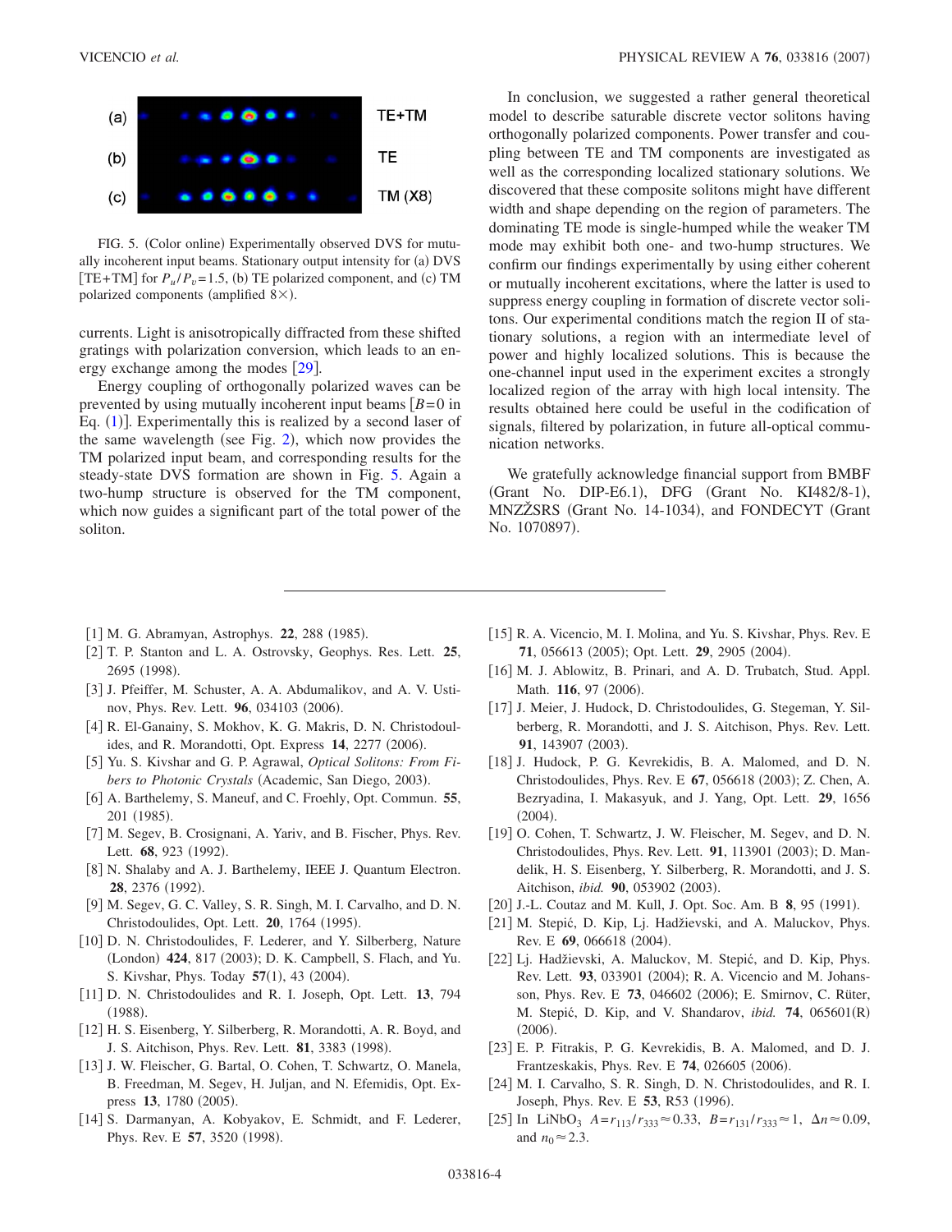FIG. 5. (Color online) Experimentally observed DVS for mutually incoherent input beams. Stationary output intensity for (a) DVS [TE+TM] for $P_u/P_v=1.5$, (b) TE polarized component, and (c) TM polarized components (amplified 8×).

currents. Light is anisotropically diffracted from these shifted gratings with polarization conversion, which leads to an energy exchange among the modes [29].

Energy coupling of orthogonally polarized waves can be prevented by using mutually incoherent input beams [$B=0$ in Eq. (1)]. Experimentally this is realized by a second laser of the same wavelength (see Fig. 2), which now provides the TM polarized input beam, and corresponding results for the steady-state DVS formation are shown in Fig. 5. Again a two-hump structure is observed for the TM component, which now guides a significant part of the total power of the soliton.

In conclusion, we suggested a rather general theoretical model to describe saturable discrete vector solitons having orthogonally polarized components. Power transfer and coupling between TE and TM components are investigated as well as the corresponding localized stationary solutions. We discovered that these composite solitons might have different width and shape depending on the region of parameters. The dominating TE mode is single-humped while the weaker TM mode may exhibit both one- and two-hump structures. We confirm our findings experimentally by using either coherent or mutually incoherent excitations, where the latter is used to suppress energy coupling in formation of discrete vector solitons. Our experimental conditions match the region II of stationary solutions, a region with an intermediate level of power and highly localized solutions. This is because the one-channel input used in the experiment excites a strongly localized region of the array with high local intensity. The results obtained here could be useful in the codification of signals, filtered by polarization, in future all-optical communication networks.

We gratefully acknowledge financial support from BMBF (Grant No. DIP-E6.1), DFG (Grant No. KI482/8-1), MNZŽSRS (Grant No. 14-1034), and FONDECYT (Grant No. 1070897).

---

[1] M. G. Abramyan, Astrophys. **22**, 288 (1985).

[2] T. P. Stanton and L. A. Ostrovsky, Geophys. Res. Lett. **25**, 2695 (1998).

[3] J. Pfeiffer, M. Schuster, A. A. Abdumalikov, and A. V. Ustinov, Phys. Rev. Lett. **96**, 034103 (2006).

[4] R. El-Ganainy, S. Mokhov, K. G. Makris, D. N. Christodoulides, and R. Morandotti, Opt. Express **14**, 2277 (2006).

[5] Yu. S. Kivshar and G. P. Agrawal, *Optical Solitons: From Fibers to Photonic Crystals* (Academic, San Diego, 2003).

[6] A. Barthelemy, S. Maneuf, and C. Froehly, Opt. Commun. **55**, 201 (1985).

[7] M. Segev, B. Crosignani, A. Yariv, and B. Fischer, Phys. Rev. Lett. **68**, 923 (1992).

[8] N. Shalaby and A. J. Barthelemy, IEEE J. Quantum Electron. **28**, 2376 (1992).

[9] M. Segev, G. C. Valley, S. R. Singh, M. I. Carvalho, and D. N. Christodoulides, Opt. Lett. **20**, 1764 (1995).

[10] D. N. Christodoulides, F. Lederer, and Y. Silberberg, Nature (London) **424**, 817 (2003); D. K. Campbell, S. Flach, and Yu. S. Kivshar, Phys. Today **57**(1), 43 (2004).

[11] D. N. Christodoulides and R. I. Joseph, Opt. Lett. **13**, 794 (1988).

[12] H. S. Eisenberg, Y. Silberberg, R. Morandotti, A. R. Boyd, and J. S. Aitchison, Phys. Rev. Lett. **81**, 3383 (1998).

[13] J. W. Fleischer, G. Bartal, O. Cohen, T. Schwartz, O. Manela, B. Freedman, M. Segev, H. Buljan, and N. Efremidis, Opt. Express **13**, 1780 (2005).

[14] S. Darmanyan, A. Kobyakov, E. Schmidt, and F. Lederer, Phys. Rev. E **57**, 3520 (1998).

[15] R. A. Vicencio, M. I. Molina, and Yu. S. Kivshar, Phys. Rev. E **71**, 056613 (2005); Opt. Lett. **29**, 2905 (2004).

[16] M. J. Ablowitz, B. Prinari, and A. D. Trubatch, Stud. Appl. Math. **116**, 97 (2006).

[17] J. Meier, J. Hudock, D. Christodoulides, G. Stegeman, Y. Silberberg, R. Morandotti, and J. S. Aitchison, Phys. Rev. Lett. **91**, 143907 (2003).

[18] J. Hudock, P. G. Kevrekidis, B. A. Malomed, and D. N. Christodoulides, Phys. Rev. E **67**, 056618 (2003); Z. Chen, A. Bezryadina, I. Makasyuk, and J. Yang, Opt. Lett. **29**, 1656 (2004).

[19] O. Cohen, T. Schwartz, J. W. Fleischer, M. Segev, and D. N. Christodoulides, Phys. Rev. Lett. **91**, 113901 (2003); D. Mandelik, H. S. Eisenberg, Y. Silberberg, R. Morandotti, and J. S. Aitchison, *ibid.* **90**, 053902 (2003).

[20] J.-L. Coutaz and M. Kull, J. Opt. Soc. Am. B **8**, 95 (1991).

[21] M. Stepić, D. Kip, Lj. Hadžievski, and A. Maluckov, Phys. Rev. E **69**, 066618 (2004).

[22] Lj. Hadžievski, A. Maluckov, M. Stepić, and D. Kip, Phys. Rev. Lett. **93**, 033901 (2004); R. A. Vicencio and M. Johansson, Phys. Rev. E **73**, 046602 (2006); E. Smirnov, C. Rüter, M. Stepić, D. Kip, and V. Shandarov, *ibid.* **74**, 065601(R) (2006).

[23] E. P. Fitrakis, P. G. Kevrekidis, B. A. Malomed, and D. J. Frantzeskakis, Phys. Rev. E **74**, 026605 (2006).

[24] M. I. Carvalho, S. R. Singh, D. N. Christodoulides, and R. I. Joseph, Phys. Rev. E **53**, R53 (1996).

[25] In $LiNbO_3$ $A=r_{113}/r_{333}\approx 0.33$, $B=r_{131}/r_{333}\approx 1$, $\Delta n\approx 0.09$, and $n_0\approx 2.3$.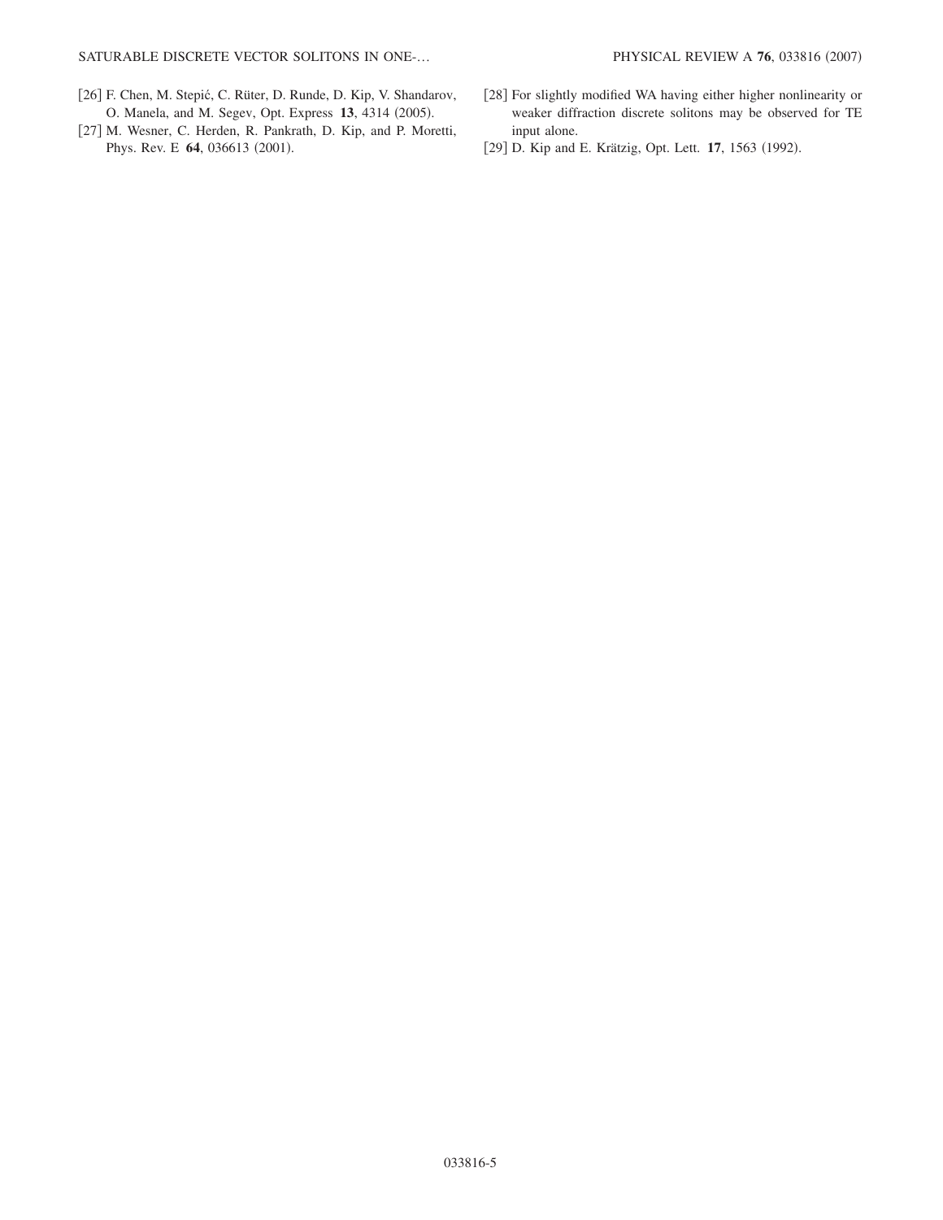[26] F. Chen, M. Stepić, C. Rüter, D. Runde, D. Kip, V. Shandarov, O. Manela, and M. Segev, Opt. Express **13**, 4314 (2005).

[27] M. Wesner, C. Herden, R. Pankrath, D. Kip, and P. Moretti, Phys. Rev. E **64**, 036613 (2001).

[28] For slightly modified WA having either higher nonlinearity or weaker diffraction discrete solitons may be observed for TE input alone.

[29] D. Kip and E. Krätzig, Opt. Lett. **17**, 1563 (1992).